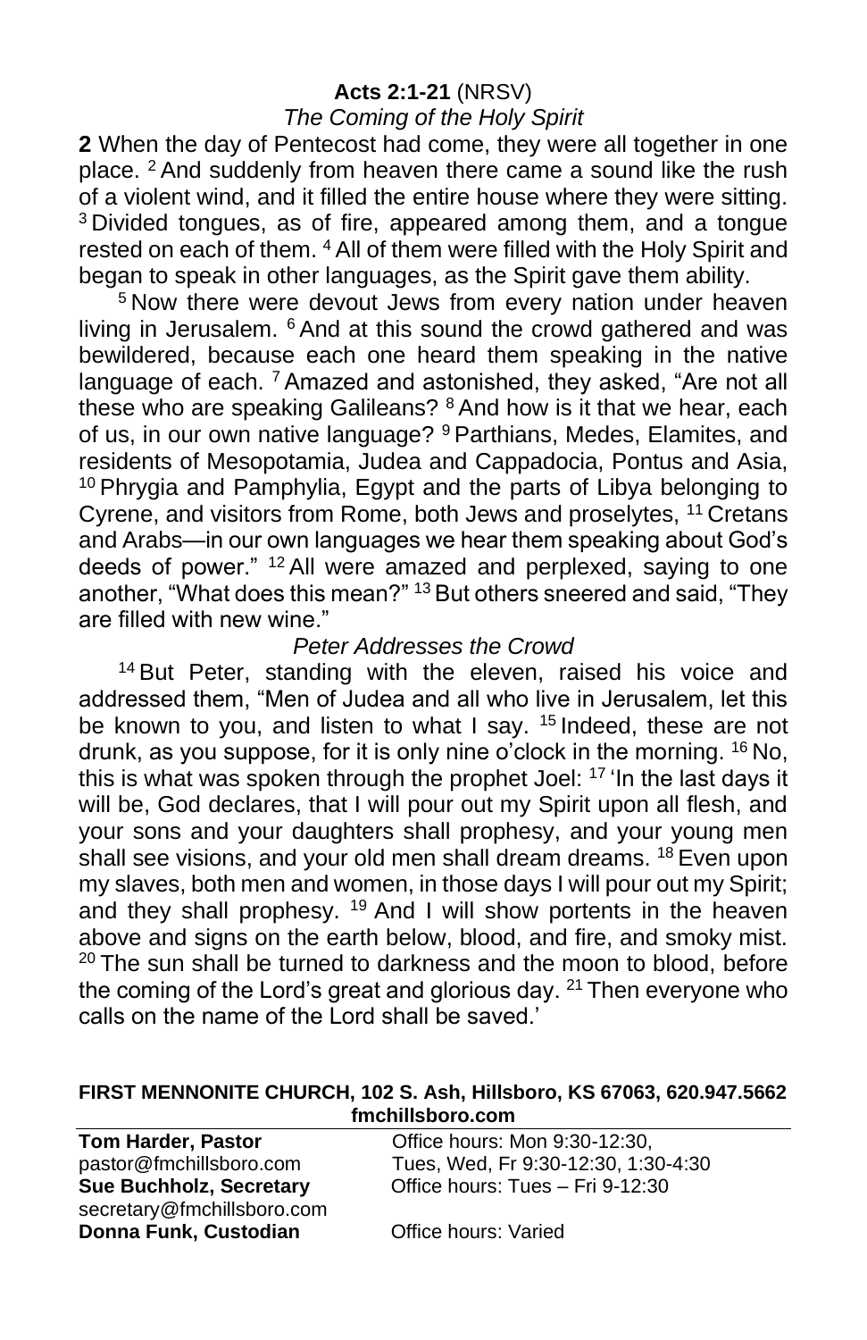**Acts 2:1-21** (NRSV)

*The Coming of the Holy Spirit*

**2** When the day of Pentecost had come, they were all together in one place. [2] And suddenly from heaven there came a sound like the rush of a violent wind, and it filled the entire house where they were sitting. [3] Divided tongues, as of fire, appeared among them, and a tongue rested on each of them. [4] All of them were filled with the Holy Spirit and began to speak in other languages, as the Spirit gave them ability.

[5] Now there were devout Jews from every nation under heaven living in Jerusalem. [6] And at this sound the crowd gathered and was bewildered, because each one heard them speaking in the native language of each. [7] Amazed and astonished, they asked, "Are not all these who are speaking Galileans? [8] And how is it that we hear, each of us, in our own native language? [9] Parthians, Medes, Elamites, and residents of Mesopotamia, Judea and Cappadocia, Pontus and Asia, [10] Phrygia and Pamphylia, Egypt and the parts of Libya belonging to Cyrene, and visitors from Rome, both Jews and proselytes, [11] Cretans and Arabs—in our own languages we hear them speaking about God's deeds of power." [12] All were amazed and perplexed, saying to one another, "What does this mean?" [13] But others sneered and said, "They are filled with new wine."

*Peter Addresses the Crowd*

[14] But Peter, standing with the eleven, raised his voice and addressed them, "Men of Judea and all who live in Jerusalem, let this be known to you, and listen to what I say. [15] Indeed, these are not drunk, as you suppose, for it is only nine o'clock in the morning. [16] No, this is what was spoken through the prophet Joel: [17] 'In the last days it will be, God declares, that I will pour out my Spirit upon all flesh, and your sons and your daughters shall prophesy, and your young men shall see visions, and your old men shall dream dreams. [18] Even upon my slaves, both men and women, in those days I will pour out my Spirit; and they shall prophesy. [19] And I will show portents in the heaven above and signs on the earth below, blood, and fire, and smoky mist. [20] The sun shall be turned to darkness and the moon to blood, before the coming of the Lord's great and glorious day. [21] Then everyone who calls on the name of the Lord shall be saved.'

**FIRST MENNONITE CHURCH, 102 S. Ash, Hillsboro, KS 67063, 620.947.5662**
**fmchillsboro.com**

| | |
|---|---|
| **Tom Harder, Pastor** | Office hours: Mon 9:30-12:30, |
| pastor@fmchillsboro.com | Tues, Wed, Fr 9:30-12:30, 1:30-4:30 |
| **Sue Buchholz, Secretary** | Office hours: Tues – Fri 9-12:30 |
| secretary@fmchillsboro.com | |
| **Donna Funk, Custodian** | Office hours: Varied |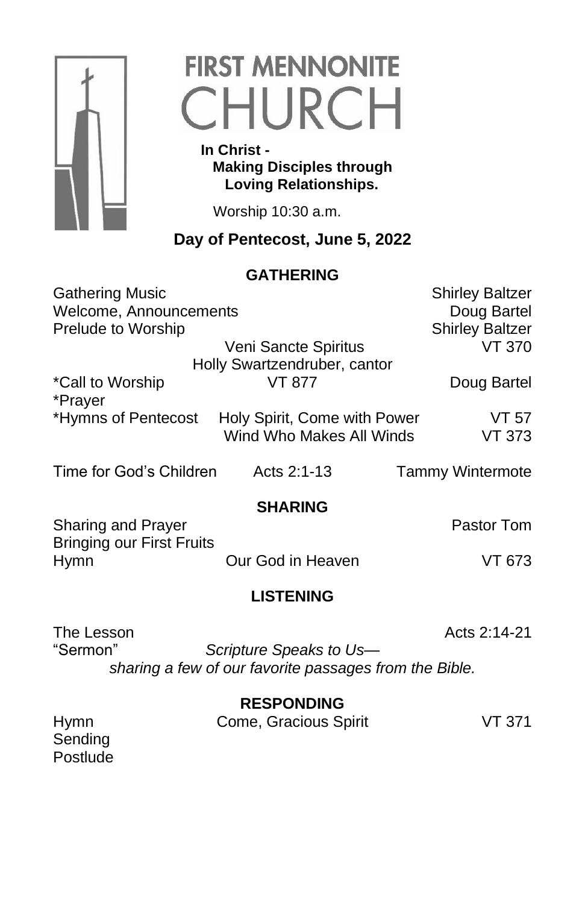# FIRST MENNONITE CHURCH

**In Christ -**
**Making Disciples through Loving Relationships.**

Worship 10:30 a.m.

**Day of Pentecost, June 5, 2022**

## GATHERING

Gathering Music — Shirley Baltzer
Welcome, Announcements — Doug Bartel
Prelude to Worship — Shirley Baltzer

Veni Sancte Spiritus — VT 370
Holly Swartzendruber, cantor

*Call to Worship — VT 877 — Doug Bartel
*Prayer
*Hymns of Pentecost — Holy Spirit, Come with Power — VT 57
Wind Who Makes All Winds — VT 373

Time for God's Children — Acts 2:1-13 — Tammy Wintermote

## SHARING

Sharing and Prayer — Pastor Tom
Bringing our First Fruits
Hymn — Our God in Heaven — VT 673

## LISTENING

The Lesson — Acts 2:14-21
"Sermon" — *Scripture Speaks to Us—*
*sharing a few of our favorite passages from the Bible.*

## RESPONDING

Hymn — Come, Gracious Spirit — VT 371
Sending
Postlude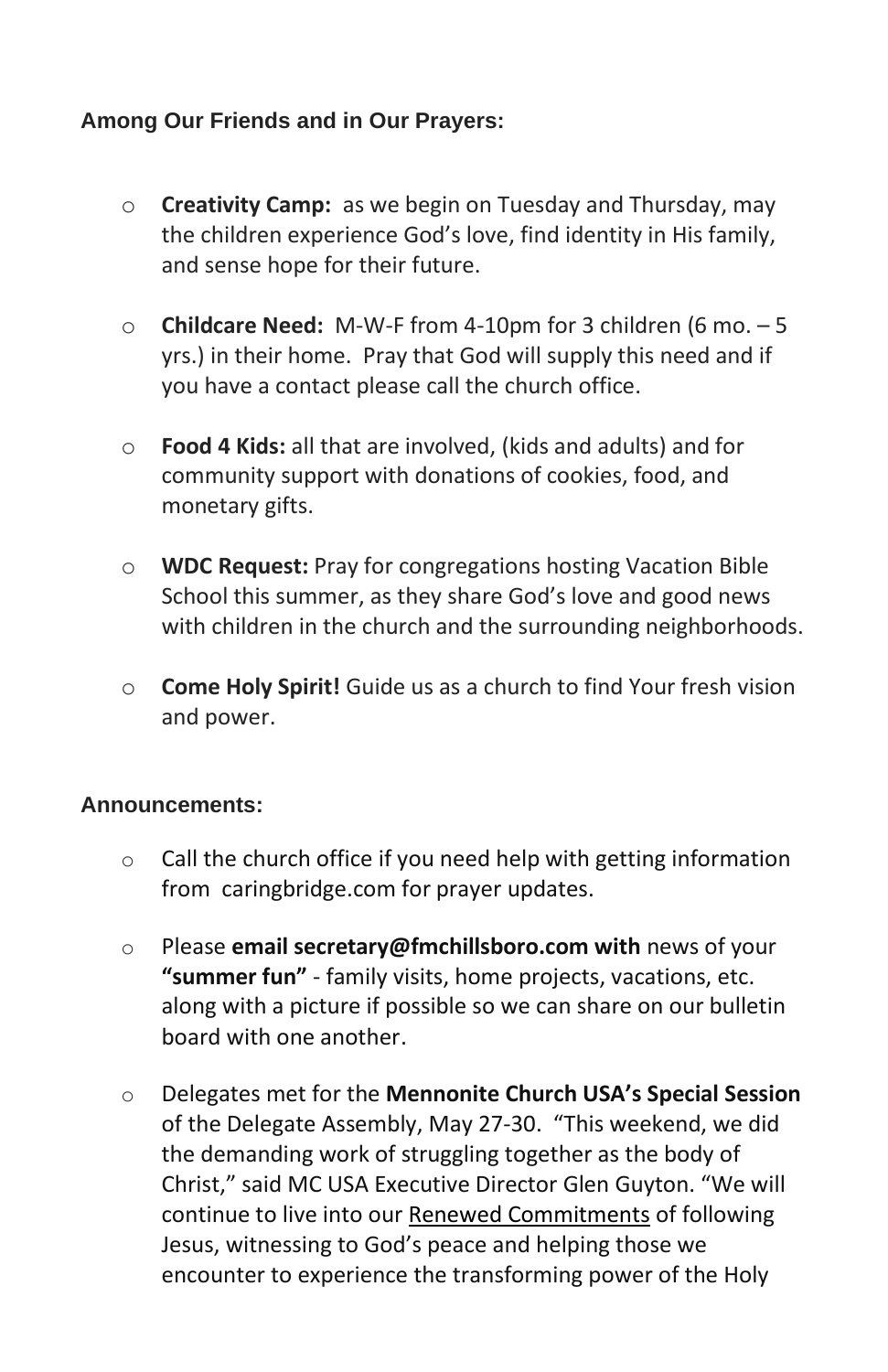**Among Our Friends and in Our Prayers:**

- **Creativity Camp:** as we begin on Tuesday and Thursday, may the children experience God's love, find identity in His family, and sense hope for their future.

- **Childcare Need:** M-W-F from 4-10pm for 3 children (6 mo. – 5 yrs.) in their home. Pray that God will supply this need and if you have a contact please call the church office.

- **Food 4 Kids:** all that are involved, (kids and adults) and for community support with donations of cookies, food, and monetary gifts.

- **WDC Request:** Pray for congregations hosting Vacation Bible School this summer, as they share God's love and good news with children in the church and the surrounding neighborhoods.

- **Come Holy Spirit!** Guide us as a church to find Your fresh vision and power.

**Announcements:**

- Call the church office if you need help with getting information from caringbridge.com for prayer updates.

- Please **email secretary@fmchillsboro.com with** news of your **"summer fun"** - family visits, home projects, vacations, etc. along with a picture if possible so we can share on our bulletin board with one another.

- Delegates met for the **Mennonite Church USA's Special Session** of the Delegate Assembly, May 27-30. "This weekend, we did the demanding work of struggling together as the body of Christ," said MC USA Executive Director Glen Guyton. "We will continue to live into our Renewed Commitments of following Jesus, witnessing to God's peace and helping those we encounter to experience the transforming power of the Holy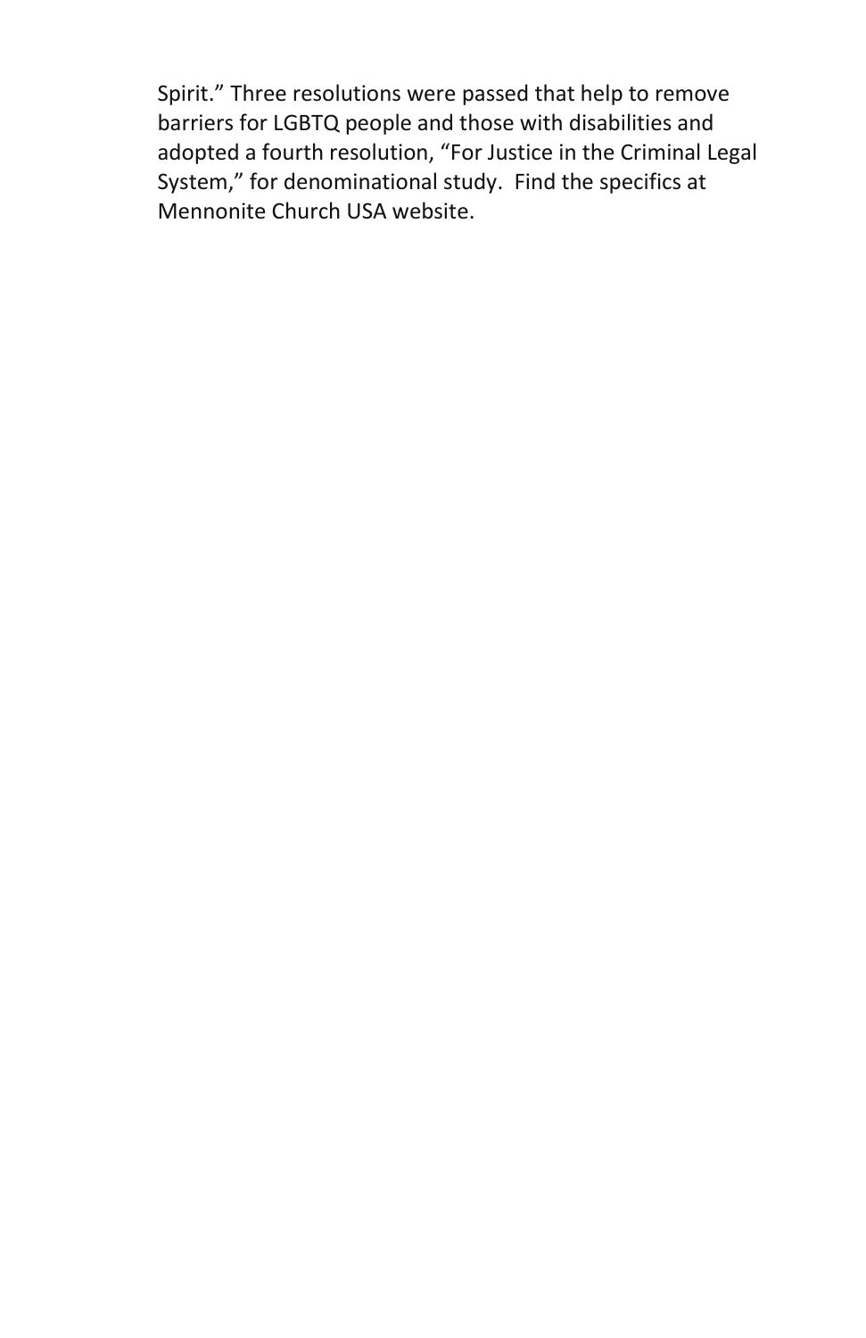Spirit." Three resolutions were passed that help to remove barriers for LGBTQ people and those with disabilities and adopted a fourth resolution, "For Justice in the Criminal Legal System," for denominational study. Find the specifics at Mennonite Church USA website.